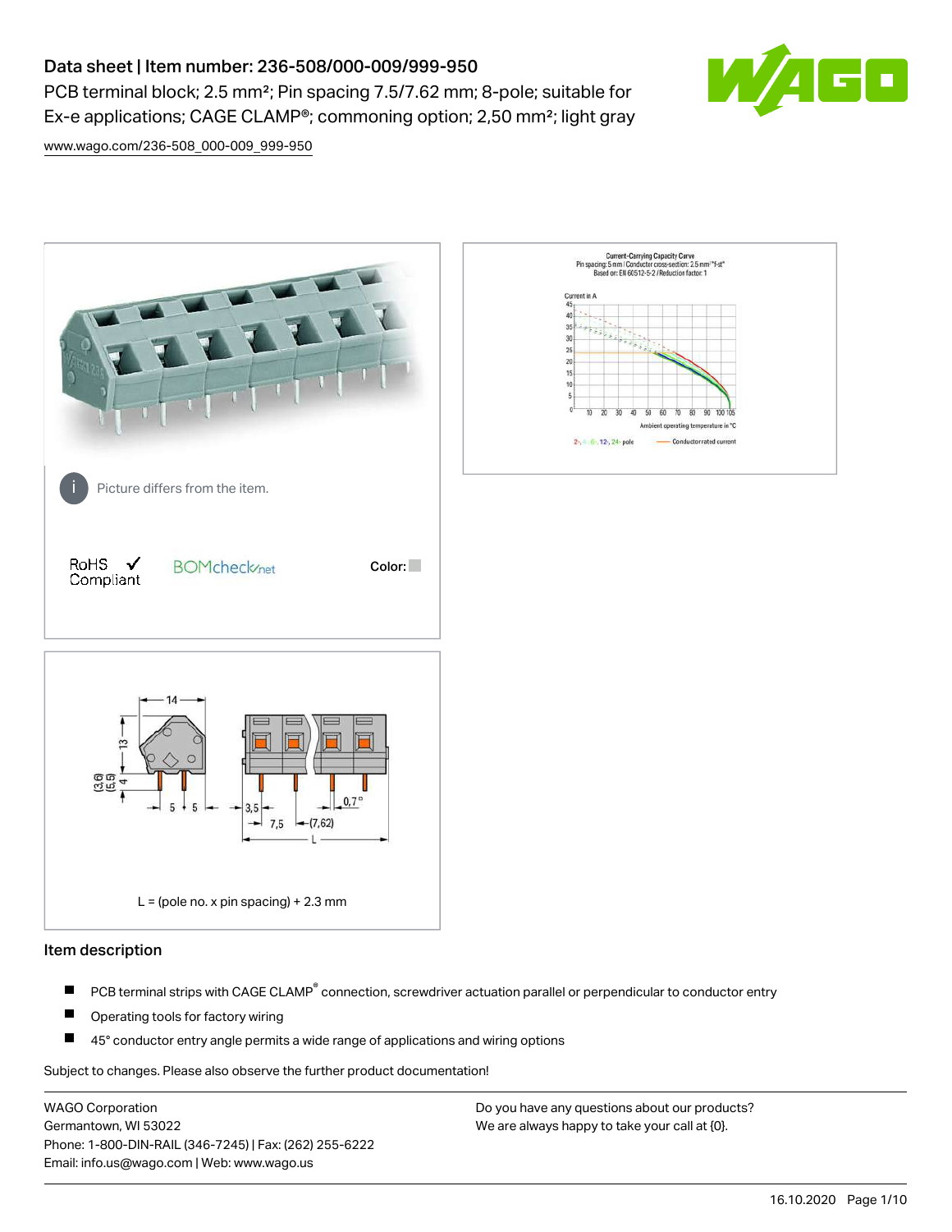# Data sheet | Item number: 236-508/000-009/999-950

PCB terminal block; 2.5 mm²; Pin spacing 7.5/7.62 mm; 8-pole; suitable for Ex-e applications; CAGE CLAMP®; commoning option; 2,50 mm²; light gray

www.wago.com/236-508_000-009_999-950

Picture differs from the item.

RoHS Compliant

Color:

L = (pole no. x pin spacing) + 2.3 mm

## Item description

- PCB terminal strips with CAGE CLAMP® connection, screwdriver actuation parallel or perpendicular to conductor entry
- Operating tools for factory wiring
- 45° conductor entry angle permits a wide range of applications and wiring options

Subject to changes. Please also observe the further product documentation!

WAGO Corporation
Germantown, WI 53022
Phone: 1-800-DIN-RAIL (346-7245) | Fax: (262) 255-6222
Email: info.us@wago.com | Web: www.wago.us

Do you have any questions about our products?
We are always happy to take your call at {0}.

16.10.2020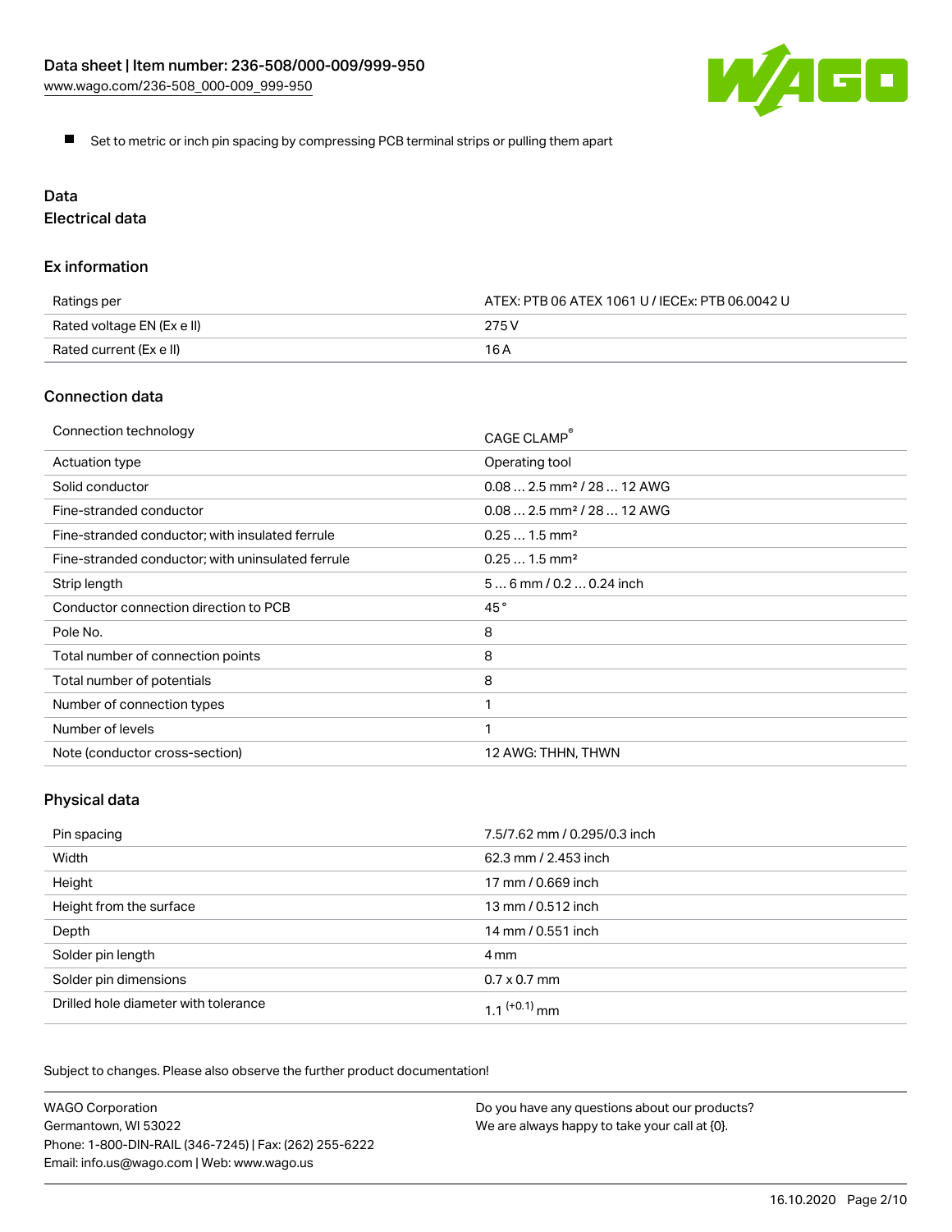- Set to metric or inch pin spacing by compressing PCB terminal strips or pulling them apart

## Data

### Electrical data

#### Ex information

| | |
|---|---|
| Ratings per | ATEX: PTB 06 ATEX 1061 U / IECEx: PTB 06.0042 U |
| Rated voltage EN (Ex e II) | 275 V |
| Rated current (Ex e II) | 16 A |

#### Connection data

| | |
|---|---|
| Connection technology | CAGE CLAMP® |
| Actuation type | Operating tool |
| Solid conductor | 0.08 … 2.5 mm² / 28 … 12 AWG |
| Fine-stranded conductor | 0.08 … 2.5 mm² / 28 … 12 AWG |
| Fine-stranded conductor; with insulated ferrule | 0.25 … 1.5 mm² |
| Fine-stranded conductor; with uninsulated ferrule | 0.25 … 1.5 mm² |
| Strip length | 5 … 6 mm / 0.2 … 0.24 inch |
| Conductor connection direction to PCB | 45 ° |
| Pole No. | 8 |
| Total number of connection points | 8 |
| Total number of potentials | 8 |
| Number of connection types | 1 |
| Number of levels | 1 |
| Note (conductor cross-section) | 12 AWG: THHN, THWN |

#### Physical data

| | |
|---|---|
| Pin spacing | 7.5/7.62 mm / 0.295/0.3 inch |
| Width | 62.3 mm / 2.453 inch |
| Height | 17 mm / 0.669 inch |
| Height from the surface | 13 mm / 0.512 inch |
| Depth | 14 mm / 0.551 inch |
| Solder pin length | 4 mm |
| Solder pin dimensions | 0.7 x 0.7 mm |
| Drilled hole diameter with tolerance | 1.1 $^{(+0.1)}$ mm |

Subject to changes. Please also observe the further product documentation!

WAGO Corporation
Germantown, WI 53022
Phone: 1-800-DIN-RAIL (346-7245) | Fax: (262) 255-6222
Email: info.us@wago.com | Web: www.wago.us

Do you have any questions about our products?
We are always happy to take your call at {0}.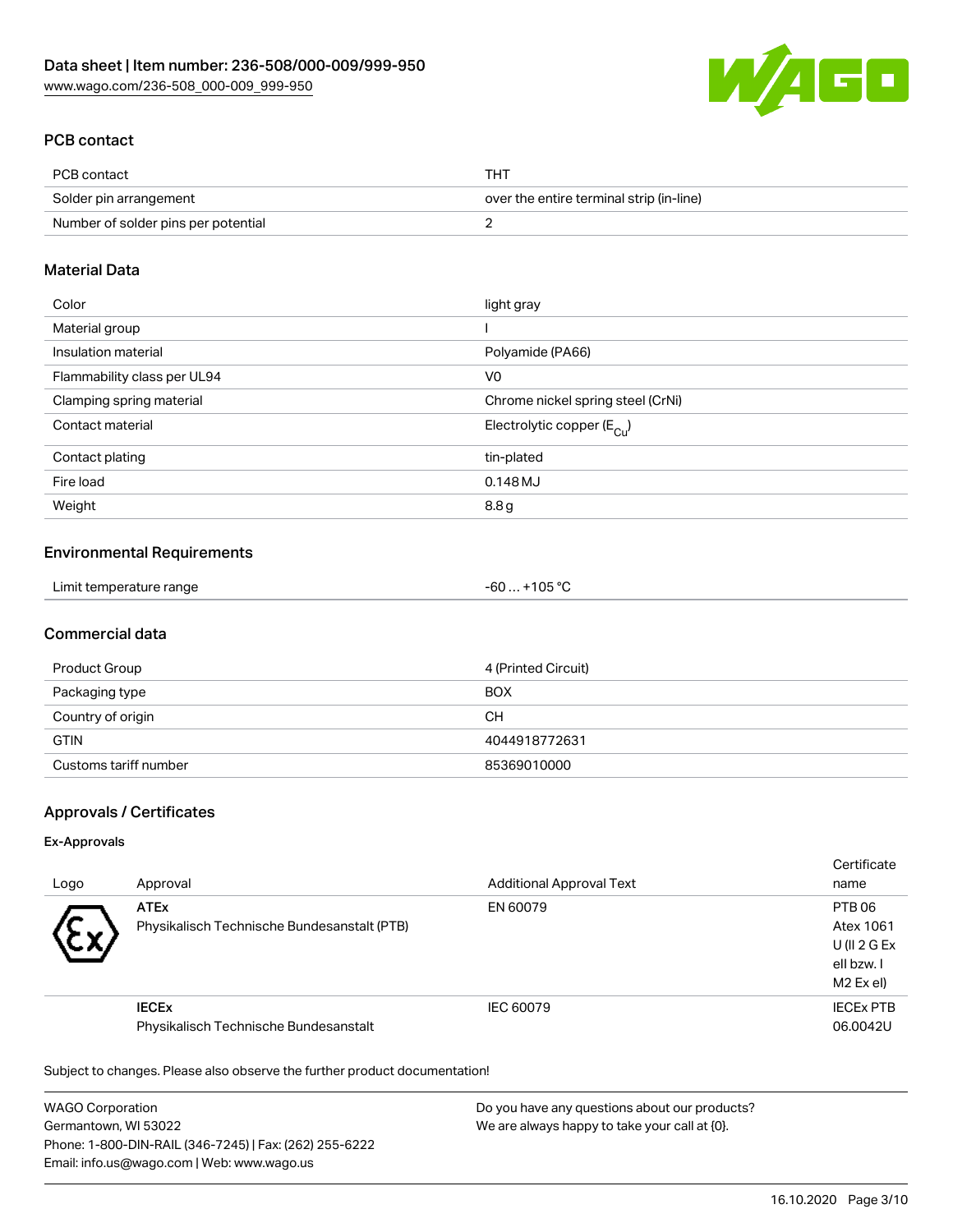## PCB contact

| PCB contact | THT |
| --- | --- |
| Solder pin arrangement | over the entire terminal strip (in-line) |
| Number of solder pins per potential | 2 |

## Material Data

| Color | light gray |
| --- | --- |
| Material group | I |
| Insulation material | Polyamide (PA66) |
| Flammability class per UL94 | V0 |
| Clamping spring material | Chrome nickel spring steel (CrNi) |
| Contact material | Electrolytic copper ($E_{Cu}$) |
| Contact plating | tin-plated |
| Fire load | 0.148 MJ |
| Weight | 8.8 g |

## Environmental Requirements

| Limit temperature range | -60 … +105 °C |
| --- | --- |

## Commercial data

| Product Group | 4 (Printed Circuit) |
| --- | --- |
| Packaging type | BOX |
| Country of origin | CH |
| GTIN | 4044918772631 |
| Customs tariff number | 85369010000 |

## Approvals / Certificates

### Ex-Approvals

| Logo | Approval | Additional Approval Text | Certificate name |
| --- | --- | --- | --- |
| | **ATEx** Physikalisch Technische Bundesanstalt (PTB) | EN 60079 | PTB 06 Atex 1061 U (II 2 G Ex eII bzw. I M2 Ex eI) |
| | **IECEx** Physikalisch Technische Bundesanstalt | IEC 60079 | IECEx PTB 06.0042U |

Subject to changes. Please also observe the further product documentation!

WAGO Corporation
Germantown, WI 53022
Phone: 1-800-DIN-RAIL (346-7245) | Fax: (262) 255-6222
Email: info.us@wago.com | Web: www.wago.us

Do you have any questions about our products?
We are always happy to take your call at {0}.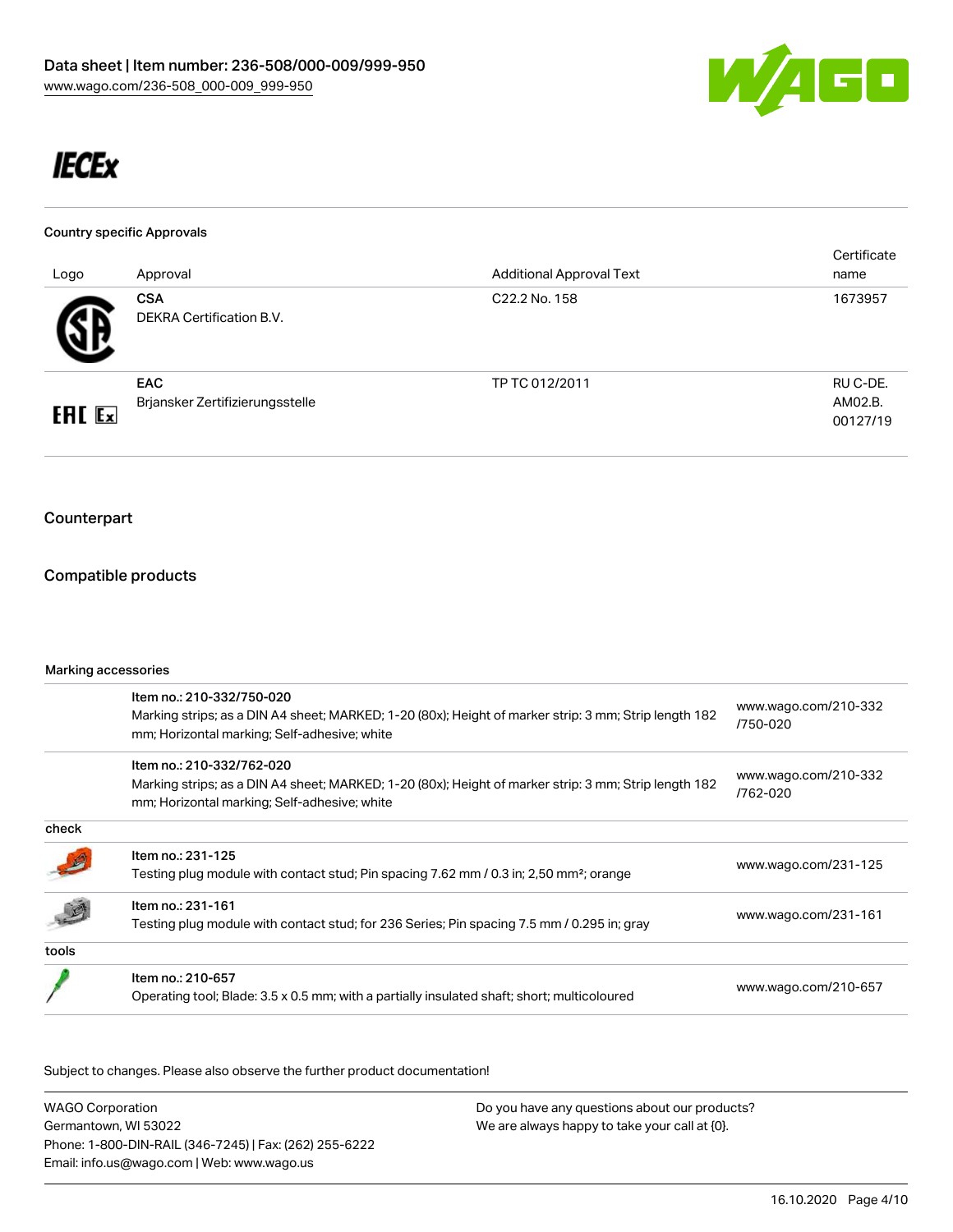**IECEx**

#### Country specific Approvals

| Logo | Approval | Additional Approval Text | Certificate name |
| --- | --- | --- | --- |
| | **CSA** DEKRA Certification B.V. | C22.2 No. 158 | 1673957 |
| | **EAC** Brjansker Zertifizierungsstelle | TP TC 012/2011 | RU C-DE. AM02.B. 00127/19 |

## Counterpart

## Compatible products

#### Marking accessories

| | | |
| --- | --- | --- |
| | Item no.: 210-332/750-020 Marking strips; as a DIN A4 sheet; MARKED; 1-20 (80x); Height of marker strip: 3 mm; Strip length 182 mm; Horizontal marking; Self-adhesive; white | www.wago.com/210-332/750-020 |
| | Item no.: 210-332/762-020 Marking strips; as a DIN A4 sheet; MARKED; 1-20 (80x); Height of marker strip: 3 mm; Strip length 182 mm; Horizontal marking; Self-adhesive; white | www.wago.com/210-332/762-020 |
| check | | |
| | Item no.: 231-125 Testing plug module with contact stud; Pin spacing 7.62 mm / 0.3 in; 2,50 mm²; orange | www.wago.com/231-125 |
| | Item no.: 231-161 Testing plug module with contact stud; for 236 Series; Pin spacing 7.5 mm / 0.295 in; gray | www.wago.com/231-161 |
| tools | | |
| | Item no.: 210-657 Operating tool; Blade: 3.5 x 0.5 mm; with a partially insulated shaft; short; multicoloured | www.wago.com/210-657 |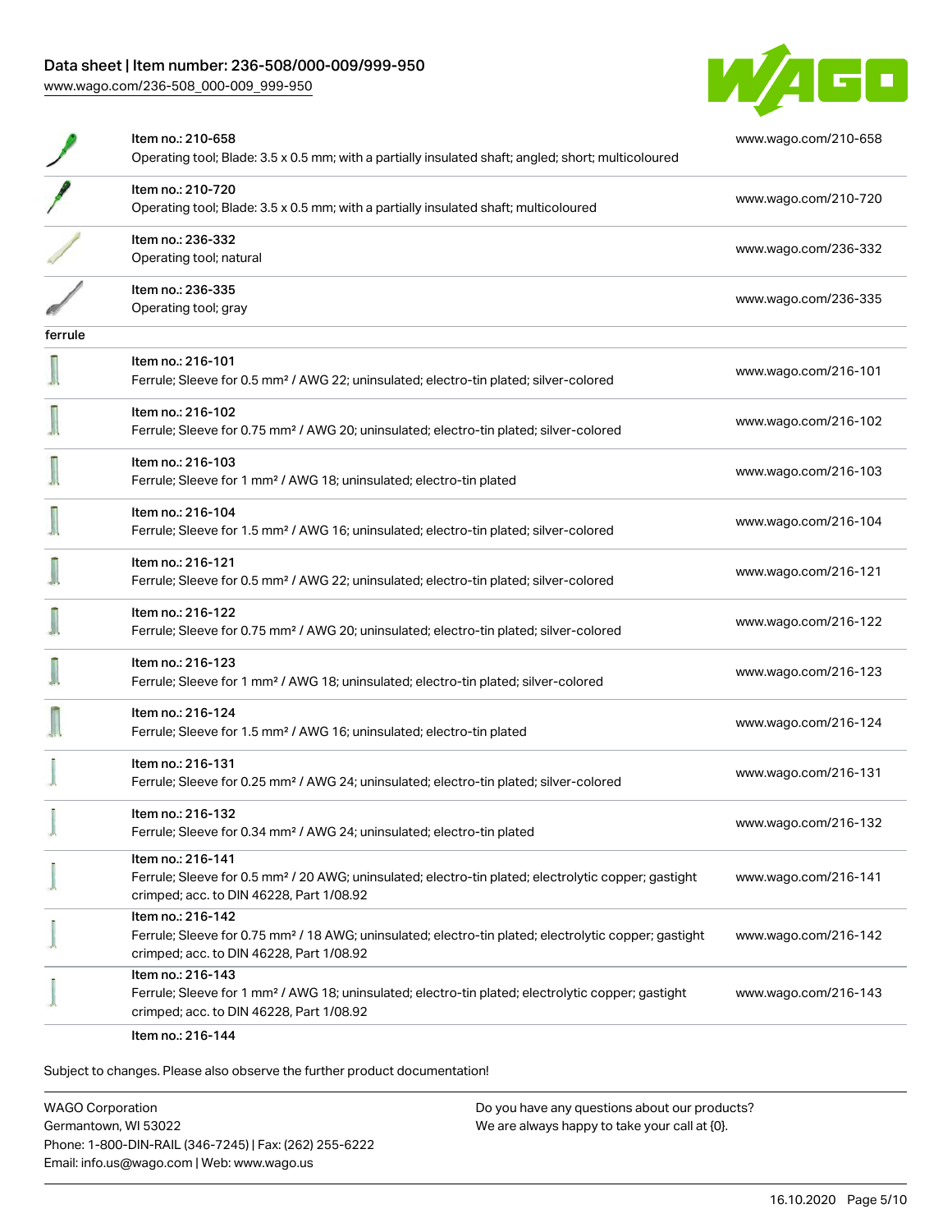| | | |
|---|---|---|
| | Item no.: 210-658<br>Operating tool; Blade: 3.5 x 0.5 mm; with a partially insulated shaft; angled; short; multicoloured | www.wago.com/210-658 |
| | Item no.: 210-720<br>Operating tool; Blade: 3.5 x 0.5 mm; with a partially insulated shaft; multicoloured | www.wago.com/210-720 |
| | Item no.: 236-332<br>Operating tool; natural | www.wago.com/236-332 |
| | Item no.: 236-335<br>Operating tool; gray | www.wago.com/236-335 |
| ferrule | | |
| | Item no.: 216-101<br>Ferrule; Sleeve for 0.5 mm² / AWG 22; uninsulated; electro-tin plated; silver-colored | www.wago.com/216-101 |
| | Item no.: 216-102<br>Ferrule; Sleeve for 0.75 mm² / AWG 20; uninsulated; electro-tin plated; silver-colored | www.wago.com/216-102 |
| | Item no.: 216-103<br>Ferrule; Sleeve for 1 mm² / AWG 18; uninsulated; electro-tin plated | www.wago.com/216-103 |
| | Item no.: 216-104<br>Ferrule; Sleeve for 1.5 mm² / AWG 16; uninsulated; electro-tin plated; silver-colored | www.wago.com/216-104 |
| | Item no.: 216-121<br>Ferrule; Sleeve for 0.5 mm² / AWG 22; uninsulated; electro-tin plated; silver-colored | www.wago.com/216-121 |
| | Item no.: 216-122<br>Ferrule; Sleeve for 0.75 mm² / AWG 20; uninsulated; electro-tin plated; silver-colored | www.wago.com/216-122 |
| | Item no.: 216-123<br>Ferrule; Sleeve for 1 mm² / AWG 18; uninsulated; electro-tin plated; silver-colored | www.wago.com/216-123 |
| | Item no.: 216-124<br>Ferrule; Sleeve for 1.5 mm² / AWG 16; uninsulated; electro-tin plated | www.wago.com/216-124 |
| | Item no.: 216-131<br>Ferrule; Sleeve for 0.25 mm² / AWG 24; uninsulated; electro-tin plated; silver-colored | www.wago.com/216-131 |
| | Item no.: 216-132<br>Ferrule; Sleeve for 0.34 mm² / AWG 24; uninsulated; electro-tin plated | www.wago.com/216-132 |
| | Item no.: 216-141<br>Ferrule; Sleeve for 0.5 mm² / 20 AWG; uninsulated; electro-tin plated; electrolytic copper; gastight crimped; acc. to DIN 46228, Part 1/08.92 | www.wago.com/216-141 |
| | Item no.: 216-142<br>Ferrule; Sleeve for 0.75 mm² / 18 AWG; uninsulated; electro-tin plated; electrolytic copper; gastight crimped; acc. to DIN 46228, Part 1/08.92 | www.wago.com/216-142 |
| | Item no.: 216-143<br>Ferrule; Sleeve for 1 mm² / AWG 18; uninsulated; electro-tin plated; electrolytic copper; gastight crimped; acc. to DIN 46228, Part 1/08.92 | www.wago.com/216-143 |
| | Item no.: 216-144 | |

Subject to changes. Please also observe the further product documentation!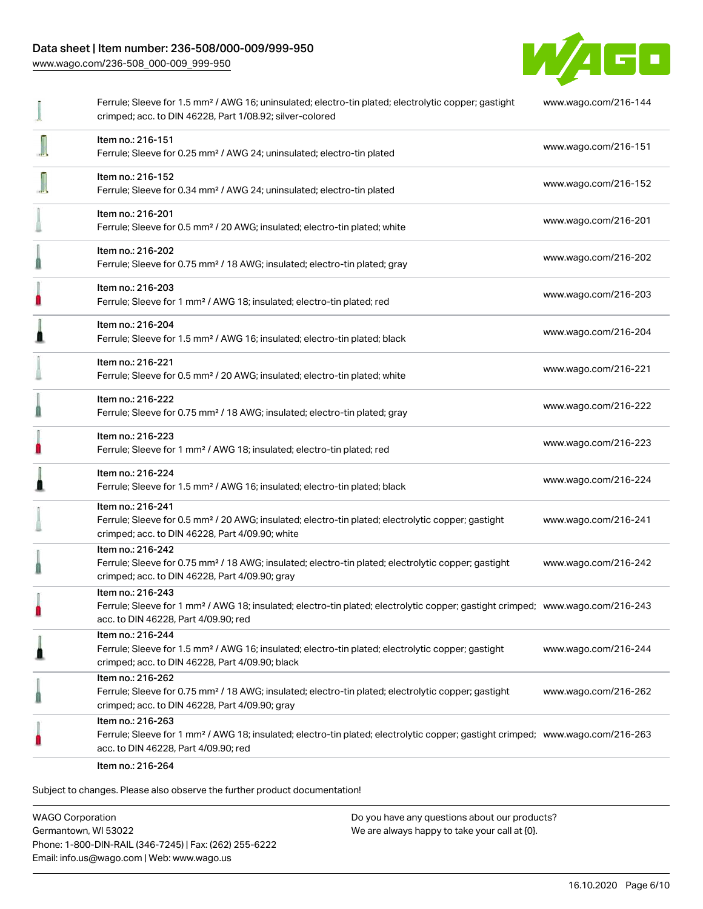| | | |
|---|---|---|
| | Ferrule; Sleeve for 1.5 mm² / AWG 16; uninsulated; electro-tin plated; electrolytic copper; gastight crimped; acc. to DIN 46228, Part 1/08.92; silver-colored | www.wago.com/216-144 |
| | Item no.: 216-151<br>Ferrule; Sleeve for 0.25 mm² / AWG 24; uninsulated; electro-tin plated | www.wago.com/216-151 |
| | Item no.: 216-152<br>Ferrule; Sleeve for 0.34 mm² / AWG 24; uninsulated; electro-tin plated | www.wago.com/216-152 |
| | Item no.: 216-201<br>Ferrule; Sleeve for 0.5 mm² / 20 AWG; insulated; electro-tin plated; white | www.wago.com/216-201 |
| | Item no.: 216-202<br>Ferrule; Sleeve for 0.75 mm² / 18 AWG; insulated; electro-tin plated; gray | www.wago.com/216-202 |
| | Item no.: 216-203<br>Ferrule; Sleeve for 1 mm² / AWG 18; insulated; electro-tin plated; red | www.wago.com/216-203 |
| | Item no.: 216-204<br>Ferrule; Sleeve for 1.5 mm² / AWG 16; insulated; electro-tin plated; black | www.wago.com/216-204 |
| | Item no.: 216-221<br>Ferrule; Sleeve for 0.5 mm² / 20 AWG; insulated; electro-tin plated; white | www.wago.com/216-221 |
| | Item no.: 216-222<br>Ferrule; Sleeve for 0.75 mm² / 18 AWG; insulated; electro-tin plated; gray | www.wago.com/216-222 |
| | Item no.: 216-223<br>Ferrule; Sleeve for 1 mm² / AWG 18; insulated; electro-tin plated; red | www.wago.com/216-223 |
| | Item no.: 216-224<br>Ferrule; Sleeve for 1.5 mm² / AWG 16; insulated; electro-tin plated; black | www.wago.com/216-224 |
| | Item no.: 216-241<br>Ferrule; Sleeve for 0.5 mm² / 20 AWG; insulated; electro-tin plated; electrolytic copper; gastight crimped; acc. to DIN 46228, Part 4/09.90; white | www.wago.com/216-241 |
| | Item no.: 216-242<br>Ferrule; Sleeve for 0.75 mm² / 18 AWG; insulated; electro-tin plated; electrolytic copper; gastight crimped; acc. to DIN 46228, Part 4/09.90; gray | www.wago.com/216-242 |
| | Item no.: 216-243<br>Ferrule; Sleeve for 1 mm² / AWG 18; insulated; electro-tin plated; electrolytic copper; gastight crimped; acc. to DIN 46228, Part 4/09.90; red | www.wago.com/216-243 |
| | Item no.: 216-244<br>Ferrule; Sleeve for 1.5 mm² / AWG 16; insulated; electro-tin plated; electrolytic copper; gastight crimped; acc. to DIN 46228, Part 4/09.90; black | www.wago.com/216-244 |
| | Item no.: 216-262<br>Ferrule; Sleeve for 0.75 mm² / 18 AWG; insulated; electro-tin plated; electrolytic copper; gastight crimped; acc. to DIN 46228, Part 4/09.90; gray | www.wago.com/216-262 |
| | Item no.: 216-263<br>Ferrule; Sleeve for 1 mm² / AWG 18; insulated; electro-tin plated; electrolytic copper; gastight crimped; acc. to DIN 46228, Part 4/09.90; red | www.wago.com/216-263 |
| | Item no.: 216-264 | |

Subject to changes. Please also observe the further product documentation!

WAGO Corporation
Germantown, WI 53022
Phone: 1-800-DIN-RAIL (346-7245) | Fax: (262) 255-6222
Email: info.us@wago.com | Web: www.wago.us

Do you have any questions about our products?
We are always happy to take your call at {0}.

16.10.2020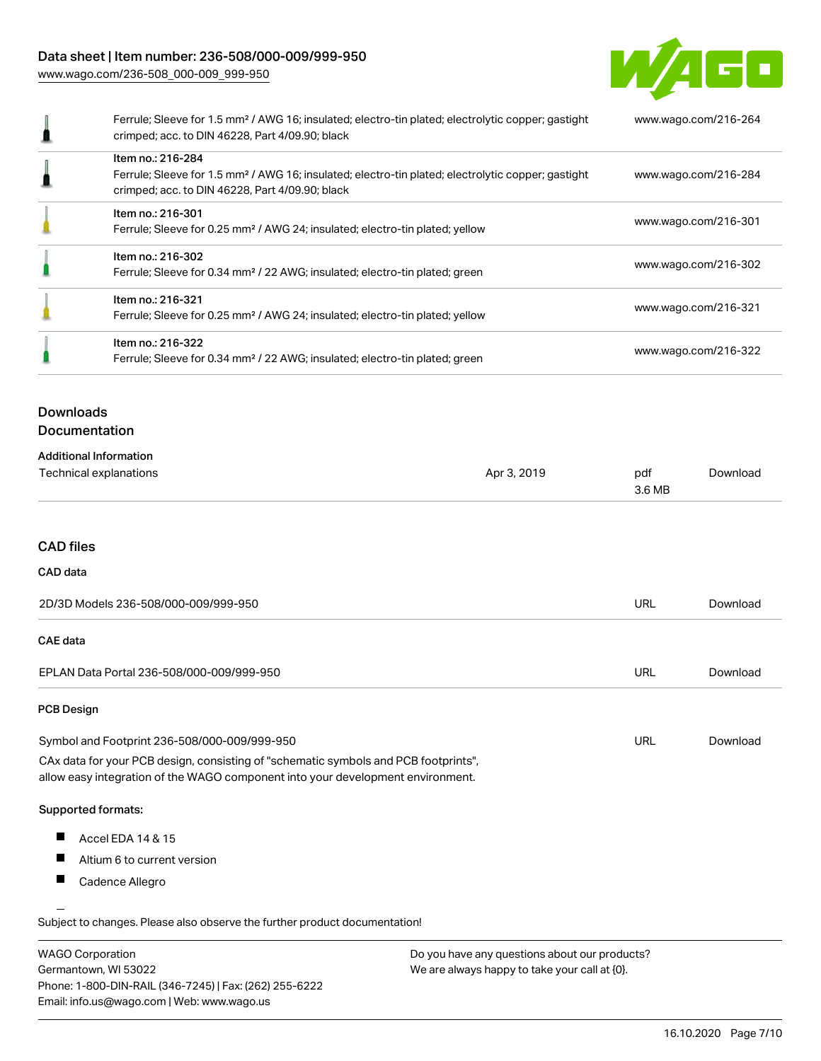| | | |
|---|---|---|
| | Ferrule; Sleeve for 1.5 mm² / AWG 16; insulated; electro-tin plated; electrolytic copper; gastight crimped; acc. to DIN 46228, Part 4/09.90; black | www.wago.com/216-264 |
| | Item no.: 216-284<br>Ferrule; Sleeve for 1.5 mm² / AWG 16; insulated; electro-tin plated; electrolytic copper; gastight crimped; acc. to DIN 46228, Part 4/09.90; black | www.wago.com/216-284 |
| | Item no.: 216-301<br>Ferrule; Sleeve for 0.25 mm² / AWG 24; insulated; electro-tin plated; yellow | www.wago.com/216-301 |
| | Item no.: 216-302<br>Ferrule; Sleeve for 0.34 mm² / 22 AWG; insulated; electro-tin plated; green | www.wago.com/216-302 |
| | Item no.: 216-321<br>Ferrule; Sleeve for 0.25 mm² / AWG 24; insulated; electro-tin plated; yellow | www.wago.com/216-321 |
| | Item no.: 216-322<br>Ferrule; Sleeve for 0.34 mm² / 22 AWG; insulated; electro-tin plated; green | www.wago.com/216-322 |

## Downloads

### Documentation

**Additional Information**

| | | | |
|---|---|---|---|
| Technical explanations | Apr 3, 2019 | pdf<br>3.6 MB | Download |

### CAD files

**CAD data**

| | | |
|---|---|---|
| 2D/3D Models 236-508/000-009/999-950 | URL | Download |

**CAE data**

| | | |
|---|---|---|
| EPLAN Data Portal 236-508/000-009/999-950 | URL | Download |

**PCB Design**

| | | |
|---|---|---|
| Symbol and Footprint 236-508/000-009/999-950 | URL | Download |

CAx data for your PCB design, consisting of "schematic symbols and PCB footprints", allow easy integration of the WAGO component into your development environment.

**Supported formats:**

- Accel EDA 14 & 15
- Altium 6 to current version
- Cadence Allegro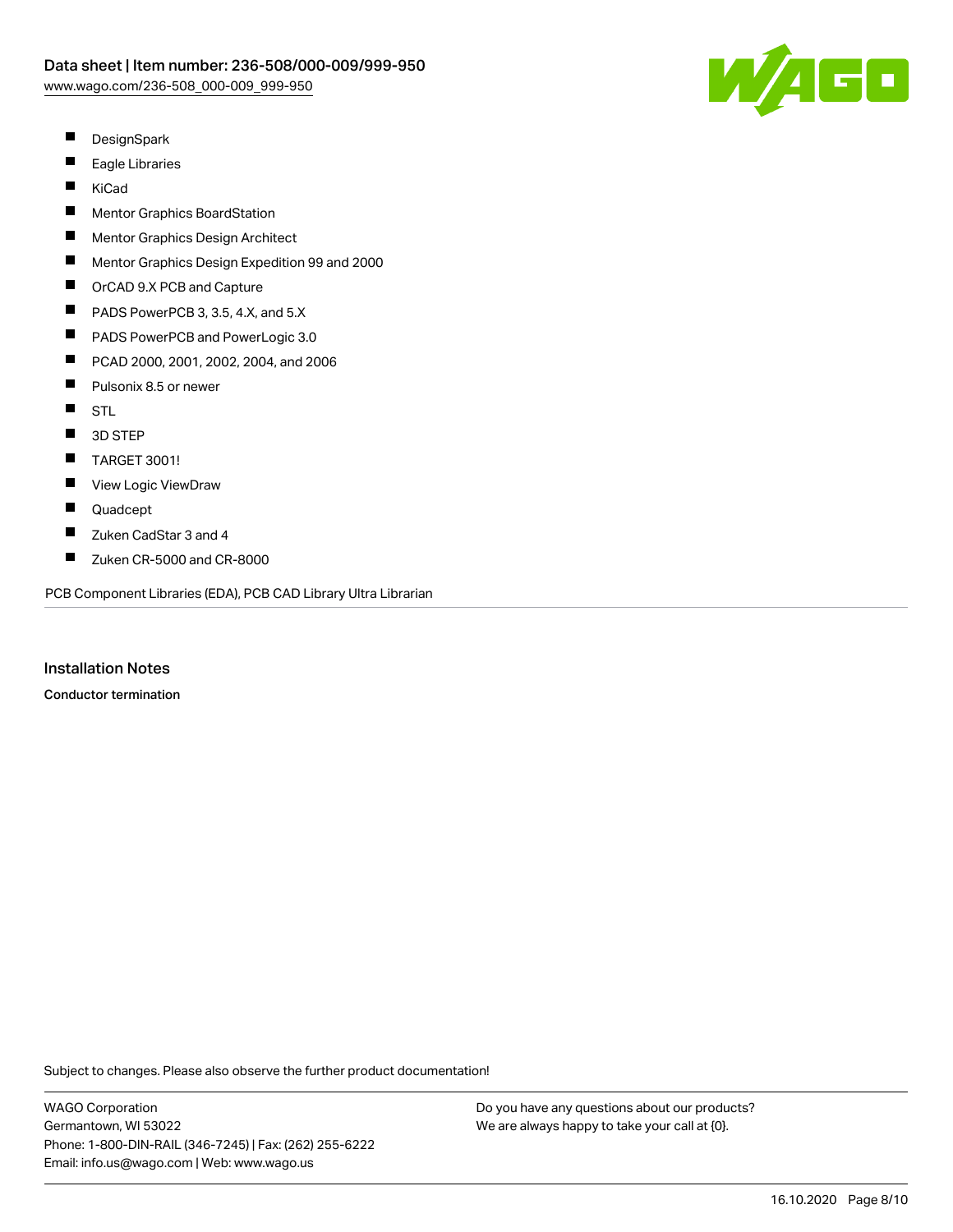- DesignSpark
- Eagle Libraries
- KiCad
- Mentor Graphics BoardStation
- Mentor Graphics Design Architect
- Mentor Graphics Design Expedition 99 and 2000
- OrCAD 9.X PCB and Capture
- PADS PowerPCB 3, 3.5, 4.X, and 5.X
- PADS PowerPCB and PowerLogic 3.0
- PCAD 2000, 2001, 2002, 2004, and 2006
- Pulsonix 8.5 or newer
- STL
- 3D STEP
- TARGET 3001!
- View Logic ViewDraw
- Quadcept
- Zuken CadStar 3 and 4
- Zuken CR-5000 and CR-8000

PCB Component Libraries (EDA), PCB CAD Library Ultra Librarian

## Installation Notes

**Conductor termination**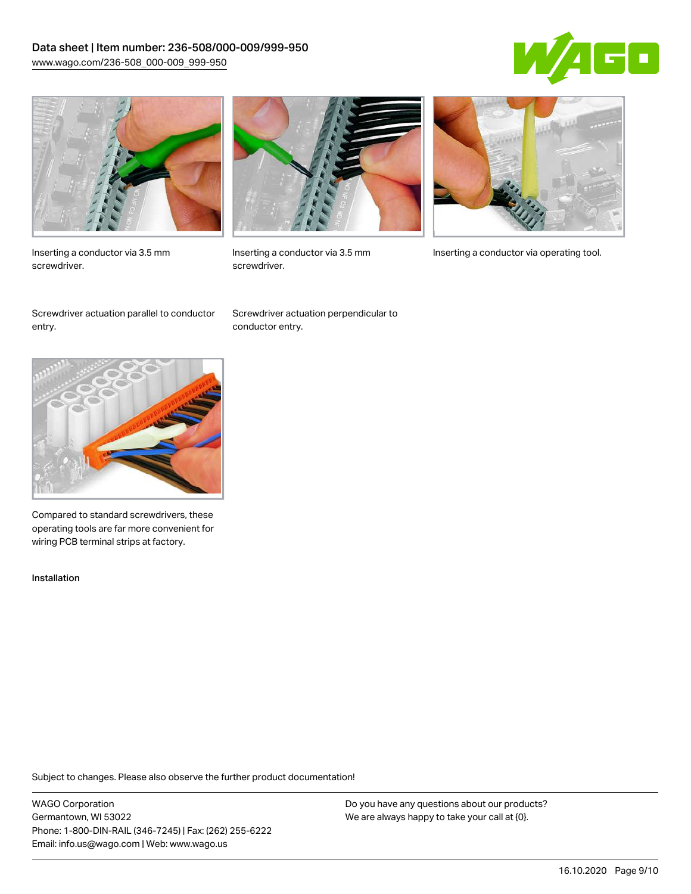Inserting a conductor via 3.5 mm screwdriver.

Inserting a conductor via 3.5 mm screwdriver.

Inserting a conductor via operating tool.

Screwdriver actuation parallel to conductor entry.

Screwdriver actuation perpendicular to conductor entry.

Compared to standard screwdrivers, these operating tools are far more convenient for wiring PCB terminal strips at factory.

Installation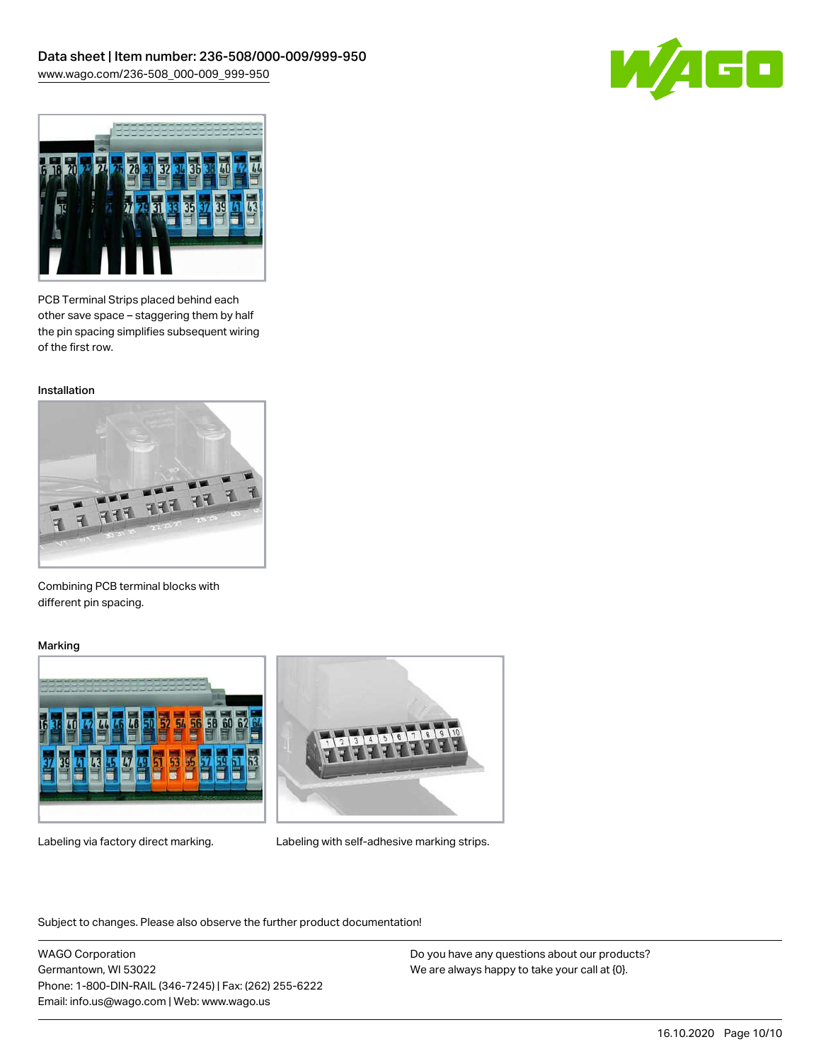PCB Terminal Strips placed behind each other save space – staggering them by half the pin spacing simplifies subsequent wiring of the first row.

### Installation

Combining PCB terminal blocks with different pin spacing.

### Marking

Labeling via factory direct marking.

Labeling with self-adhesive marking strips.

Subject to changes. Please also observe the further product documentation!

WAGO Corporation
Germantown, WI 53022
Phone: 1-800-DIN-RAIL (346-7245) | Fax: (262) 255-6222
Email: info.us@wago.com | Web: www.wago.us

Do you have any questions about our products?
We are always happy to take your call at {0}.